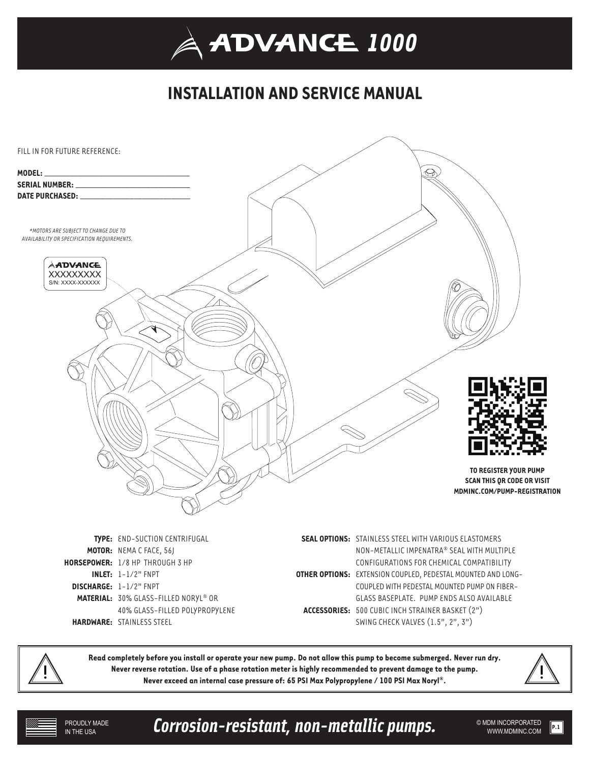# ADVANCE 1000

## INSTALLATION AND SERVICE MANUAL

FILL IN FOR FUTURE REFERENCE:

**MODEL:** ______________________________

**SERIAL NUMBER:** ______________________________

**DATE PURCHASED:** ______________________________

*\*MOTORS ARE SUBJECT TO CHANGE DUE TO AVAILABILITY OR SPECIFICATION REQUIREMENTS.*

ADVANCE
XXXXXXXXX
S/N: XXXX-XXXXXX

**TO REGISTER YOUR PUMP SCAN THIS QR CODE OR VISIT MDMINC.COM/PUMP-REGISTRATION**

**TYPE:** END-SUCTION CENTRIFUGAL

**MOTOR:** NEMA C FACE, 56J

**HORSEPOWER:** 1/8 HP THROUGH 3 HP

**INLET:** 1-1/2" FNPT

**DISCHARGE:** 1-1/2" FNPT

**MATERIAL:** 30% GLASS-FILLED NORYL® OR 40% GLASS-FILLED POLYPROPYLENE

**HARDWARE:** STAINLESS STEEL

**SEAL OPTIONS:** STAINLESS STEEL WITH VARIOUS ELASTOMERS
NON-METALLIC IMPENATRA® SEAL WITH MULTIPLE CONFIGURATIONS FOR CHEMICAL COMPATIBILITY

**OTHER OPTIONS:** EXTENSION COUPLED, PEDESTAL MOUNTED AND LONG-COUPLED WITH PEDESTAL MOUNTED PUMP ON FIBER-GLASS BASEPLATE. PUMP ENDS ALSO AVAILABLE

**ACCESSORIES:** 500 CUBIC INCH STRAINER BASKET (2")
SWING CHECK VALVES (1.5", 2", 3")

**Read completely before you install or operate your new pump. Do not allow this pump to become submerged. Never run dry. Never reverse rotation. Use of a phase rotation meter is highly recommended to prevent damage to the pump. Never exceed an internal case pressure of: 65 PSI Max Polypropylene / 100 PSI Max Noryl®.**

PROUDLY MADE IN THE USA

***Corrosion-resistant, non-metallic pumps.***

© MDM INCORPORATED
WWW.MDMINC.COM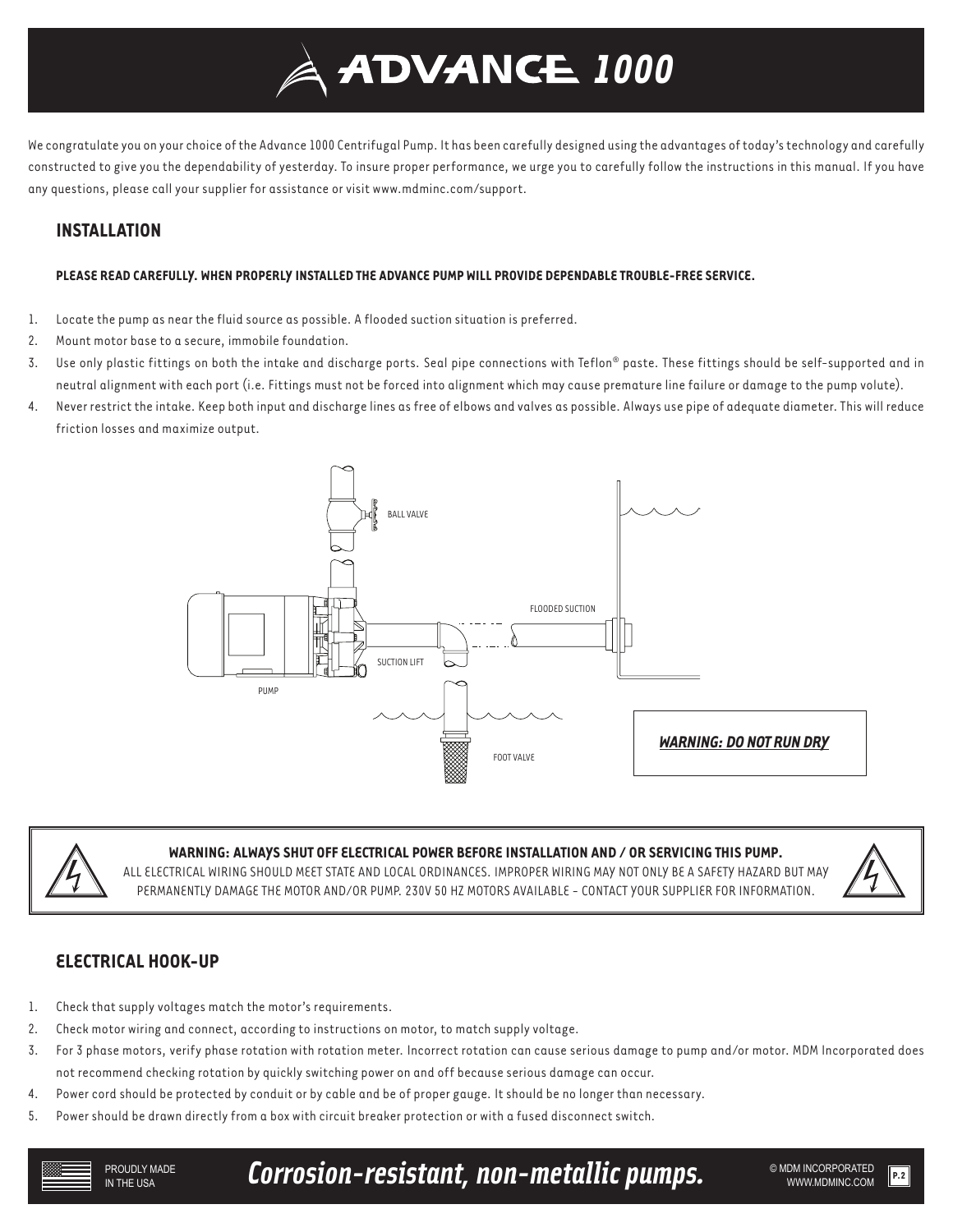# ADVANCE 1000

We congratulate you on your choice of the Advance 1000 Centrifugal Pump. It has been carefully designed using the advantages of today's technology and carefully constructed to give you the dependability of yesterday. To insure proper performance, we urge you to carefully follow the instructions in this manual. If you have any questions, please call your supplier for assistance or visit www.mdminc.com/support.

## INSTALLATION

**PLEASE READ CAREFULLY. WHEN PROPERLY INSTALLED THE ADVANCE PUMP WILL PROVIDE DEPENDABLE TROUBLE-FREE SERVICE.**

1. Locate the pump as near the fluid source as possible. A flooded suction situation is preferred.
2. Mount motor base to a secure, immobile foundation.
3. Use only plastic fittings on both the intake and discharge ports. Seal pipe connections with Teflon® paste. These fittings should be self-supported and in neutral alignment with each port (i.e. Fittings must not be forced into alignment which may cause premature line failure or damage to the pump volute).
4. Never restrict the intake. Keep both input and discharge lines as free of elbows and valves as possible. Always use pipe of adequate diameter. This will reduce friction losses and maximize output.

BALL VALVE

FLOODED SUCTION

SUCTION LIFT

PUMP

FOOT VALVE

***WARNING: DO NOT RUN DRY***

**WARNING: ALWAYS SHUT OFF ELECTRICAL POWER BEFORE INSTALLATION AND / OR SERVICING THIS PUMP.**
ALL ELECTRICAL WIRING SHOULD MEET STATE AND LOCAL ORDINANCES. IMPROPER WIRING MAY NOT ONLY BE A SAFETY HAZARD BUT MAY PERMANENTLY DAMAGE THE MOTOR AND/OR PUMP. 230V 50 HZ MOTORS AVAILABLE - CONTACT YOUR SUPPLIER FOR INFORMATION.

## ELECTRICAL HOOK-UP

1. Check that supply voltages match the motor's requirements.
2. Check motor wiring and connect, according to instructions on motor, to match supply voltage.
3. For 3 phase motors, verify phase rotation with rotation meter. Incorrect rotation can cause serious damage to pump and/or motor. MDM Incorporated does not recommend checking rotation by quickly switching power on and off because serious damage can occur.
4. Power cord should be protected by conduit or by cable and be of proper gauge. It should be no longer than necessary.
5. Power should be drawn directly from a box with circuit breaker protection or with a fused disconnect switch.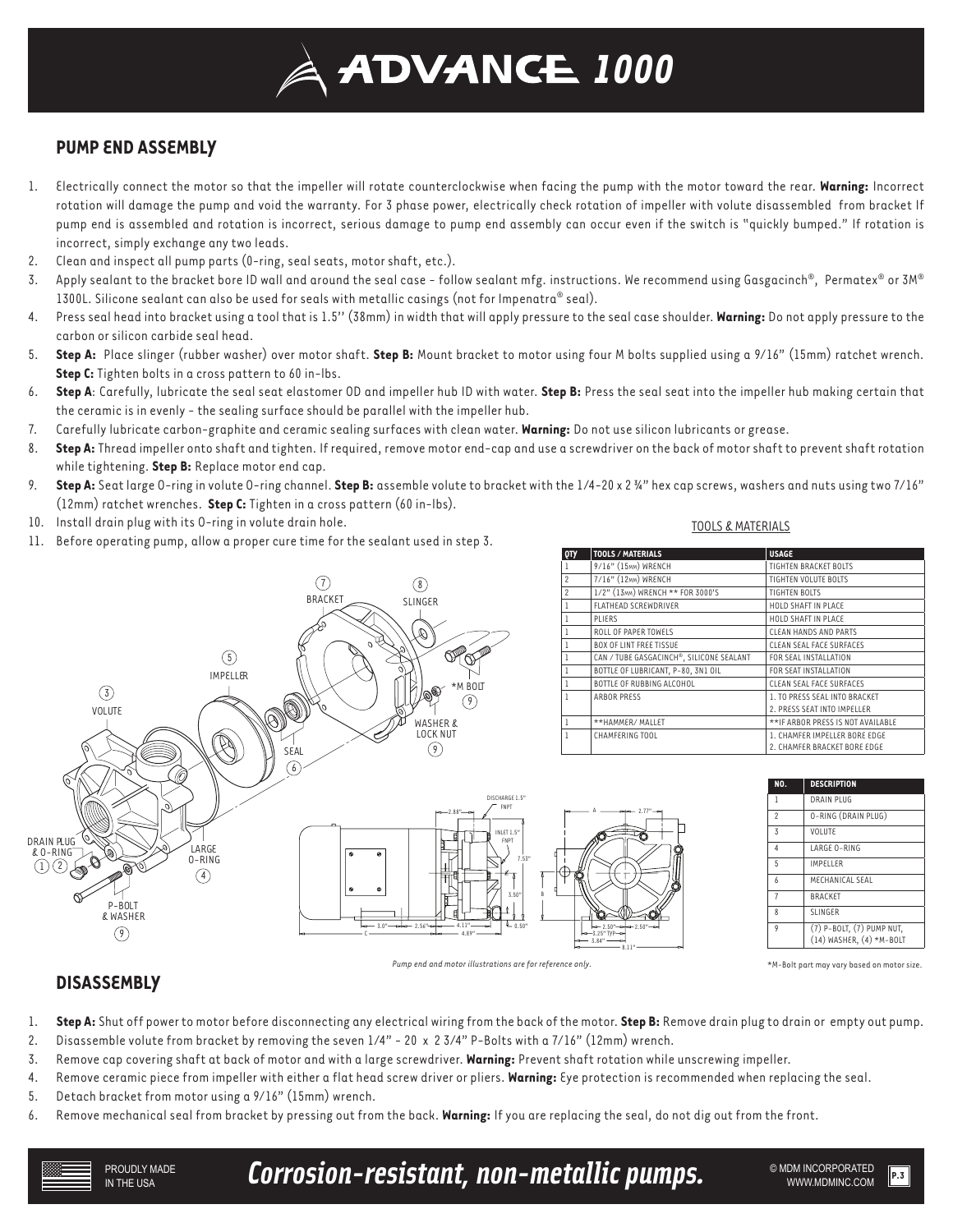# ADVANCE 1000

## PUMP END ASSEMBLY

1. Electrically connect the motor so that the impeller will rotate counterclockwise when facing the pump with the motor toward the rear. **Warning:** Incorrect rotation will damage the pump and void the warranty. For 3 phase power, electrically check rotation of impeller with volute disassembled from bracket If pump end is assembled and rotation is incorrect, serious damage to pump end assembly can occur even if the switch is "quickly bumped." If rotation is incorrect, simply exchange any two leads.
2. Clean and inspect all pump parts (O-ring, seal seats, motor shaft, etc.).
3. Apply sealant to the bracket bore ID wall and around the seal case - follow sealant mfg. instructions. We recommend using Gasgacinch®, Permatex® or 3M® 1300L. Silicone sealant can also be used for seals with metallic casings (not for Impenatra® seal).
4. Press seal head into bracket using a tool that is 1.5'' (38mm) in width that will apply pressure to the seal case shoulder. **Warning:** Do not apply pressure to the carbon or silicon carbide seal head.
5. **Step A:** Place slinger (rubber washer) over motor shaft. **Step B:** Mount bracket to motor using four M bolts supplied using a 9/16" (15mm) ratchet wrench. **Step C:** Tighten bolts in a cross pattern to 60 in-lbs.
6. **Step A**: Carefully, lubricate the seal seat elastomer OD and impeller hub ID with water. **Step B:** Press the seal seat into the impeller hub making certain that the ceramic is in evenly - the sealing surface should be parallel with the impeller hub.
7. Carefully lubricate carbon-graphite and ceramic sealing surfaces with clean water. **Warning:** Do not use silicon lubricants or grease.
8. **Step A:** Thread impeller onto shaft and tighten. If required, remove motor end-cap and use a screwdriver on the back of motor shaft to prevent shaft rotation while tightening. **Step B:** Replace motor end cap.
9. **Step A:** Seat large O-ring in volute O-ring channel. **Step B:** assemble volute to bracket with the 1/4-20 x 2 ¾" hex cap screws, washers and nuts using two 7/16" (12mm) ratchet wrenches. **Step C:** Tighten in a cross pattern (60 in-lbs).
10. Install drain plug with its O-ring in volute drain hole.
11. Before operating pump, allow a proper cure time for the sealant used in step 3.

TOOLS & MATERIALS

| QTY | TOOLS / MATERIALS | USAGE |
|---|---|---|
| 1 | 9/16" (15MM) WRENCH | TIGHTEN BRACKET BOLTS |
| 2 | 7/16" (12MM) WRENCH | TIGHTEN VOLUTE BOLTS |
| 2 | 1/2" (13MM) WRENCH ** FOR 3000'S | TIGHTEN BOLTS |
| 1 | FLATHEAD SCREWDRIVER | HOLD SHAFT IN PLACE |
| 1 | PLIERS | HOLD SHAFT IN PLACE |
| 1 | ROLL OF PAPER TOWELS | CLEAN HANDS AND PARTS |
| 1 | BOX OF LINT FREE TISSUE | CLEAN SEAL FACE SURFACES |
| 1 | CAN / TUBE GASGACINCH®, SILICONE SEALANT | FOR SEAL INSTALLATION |
| 1 | BOTTLE OF LUBRICANT, P-80, 3N1 OIL | FOR SEAT INSTALLATION |
| 1 | BOTTLE OF RUBBING ALCOHOL | CLEAN SEAL FACE SURFACES |
| 1 | ARBOR PRESS | 1. TO PRESS SEAL INTO BRACKET 2. PRESS SEAT INTO IMPELLER |
| 1 | **HAMMER/ MALLET | **IF ARBOR PRESS IS NOT AVAILABLE |
| 1 | CHAMFERING TOOL | 1. CHAMFER IMPELLER BORE EDGE 2. CHAMFER BRACKET BORE EDGE |

| NO. | DESCRIPTION |
|---|---|
| 1 | DRAIN PLUG |
| 2 | O-RING (DRAIN PLUG) |
| 3 | VOLUTE |
| 4 | LARGE O-RING |
| 5 | IMPELLER |
| 6 | MECHANICAL SEAL |
| 7 | BRACKET |
| 8 | SLINGER |
| 9 | (7) P-BOLT, (7) PUMP NUT, (14) WASHER, (4) *M-BOLT |

*M-Bolt part may vary based on motor size.

*Pump end and motor illustrations are for reference only.*

## DISASSEMBLY

1. **Step A:** Shut off power to motor before disconnecting any electrical wiring from the back of the motor. **Step B:** Remove drain plug to drain or empty out pump.
2. Disassemble volute from bracket by removing the seven 1/4" - 20 x 2 3/4" P-Bolts with a 7/16" (12mm) wrench.
3. Remove cap covering shaft at back of motor and with a large screwdriver. **Warning:** Prevent shaft rotation while unscrewing impeller.
4. Remove ceramic piece from impeller with either a flat head screw driver or pliers. **Warning:** Eye protection is recommended when replacing the seal.
5. Detach bracket from motor using a 9/16" (15mm) wrench.
6. Remove mechanical seal from bracket by pressing out from the back. **Warning:** If you are replacing the seal, do not dig out from the front.

PROUDLY MADE IN THE USA — *Corrosion-resistant, non-metallic pumps.* — © MDM INCORPORATED WWW.MDMINC.COM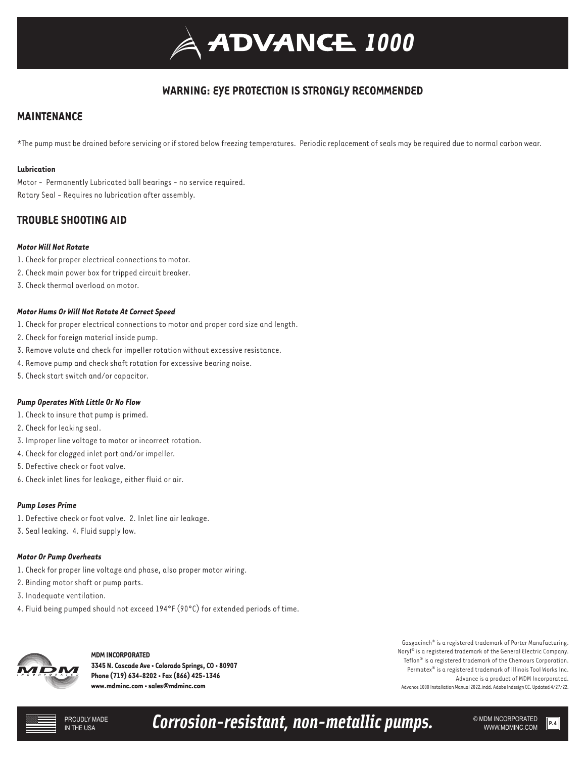# ADVANCE 1000

## WARNING: EYE PROTECTION IS STRONGLY RECOMMENDED

## MAINTENANCE

*The pump must be drained before servicing or if stored below freezing temperatures. Periodic replacement of seals may be required due to normal carbon wear.

**Lubrication**

Motor - Permanently Lubricated ball bearings - no service required.
Rotary Seal - Requires no lubrication after assembly.

## TROUBLE SHOOTING AID

***Motor Will Not Rotate***

1. Check for proper electrical connections to motor.
2. Check main power box for tripped circuit breaker.
3. Check thermal overload on motor.

***Motor Hums Or Will Not Rotate At Correct Speed***

1. Check for proper electrical connections to motor and proper cord size and length.
2. Check for foreign material inside pump.
3. Remove volute and check for impeller rotation without excessive resistance.
4. Remove pump and check shaft rotation for excessive bearing noise.
5. Check start switch and/or capacitor.

***Pump Operates With Little Or No Flow***

1. Check to insure that pump is primed.
2. Check for leaking seal.
3. Improper line voltage to motor or incorrect rotation.
4. Check for clogged inlet port and/or impeller.
5. Defective check or foot valve.
6. Check inlet lines for leakage, either fluid or air.

***Pump Loses Prime***

1. Defective check or foot valve. 2. Inlet line air leakage.
3. Seal leaking. 4. Fluid supply low.

***Motor Or Pump Overheats***

1. Check for proper line voltage and phase, also proper motor wiring.
2. Binding motor shaft or pump parts.
3. Inadequate ventilation.
4. Fluid being pumped should not exceed 194°F (90°C) for extended periods of time.

**MDM INCORPORATED**
**3345 N. Cascade Ave • Colorado Springs, CO • 80907**
**Phone (719) 634-8202 • Fax (866) 425-1346**
**www.mdminc.com • sales@mdminc.com**

Gasgacinch® is a registered trademark of Porter Manufacturing.
Noryl® is a registered trademark of the General Electric Company.
Teflon® is a registered trademark of the Chemours Corporation.
Permatex® is a registered trademark of Illinois Tool Works Inc.
Advance is a product of MDM Incorporated.
Advance 1000 Installation Manual 2022.indd. Adobe Indesign CC. Updated 4/27/22.

PROUDLY MADE IN THE USA

***Corrosion-resistant, non-metallic pumps.***

© MDM INCORPORATED
WWW.MDMINC.COM